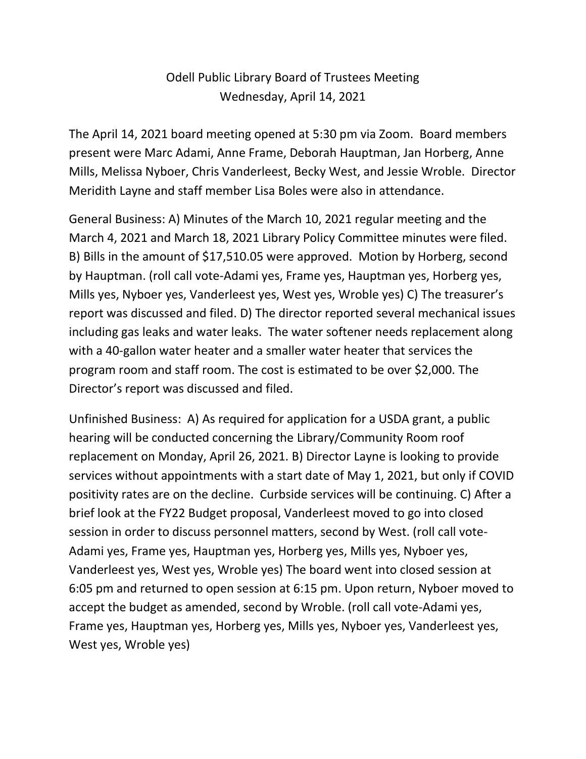Odell Public Library Board of Trustees Meeting
Wednesday, April 14, 2021

The April 14, 2021 board meeting opened at 5:30 pm via Zoom. Board members present were Marc Adami, Anne Frame, Deborah Hauptman, Jan Horberg, Anne Mills, Melissa Nyboer, Chris Vanderleest, Becky West, and Jessie Wroble. Director Meridith Layne and staff member Lisa Boles were also in attendance.

General Business: A) Minutes of the March 10, 2021 regular meeting and the March 4, 2021 and March 18, 2021 Library Policy Committee minutes were filed. B) Bills in the amount of $17,510.05 were approved. Motion by Horberg, second by Hauptman. (roll call vote-Adami yes, Frame yes, Hauptman yes, Horberg yes, Mills yes, Nyboer yes, Vanderleest yes, West yes, Wroble yes) C) The treasurer's report was discussed and filed. D) The director reported several mechanical issues including gas leaks and water leaks. The water softener needs replacement along with a 40-gallon water heater and a smaller water heater that services the program room and staff room. The cost is estimated to be over $2,000. The Director's report was discussed and filed.

Unfinished Business: A) As required for application for a USDA grant, a public hearing will be conducted concerning the Library/Community Room roof replacement on Monday, April 26, 2021. B) Director Layne is looking to provide services without appointments with a start date of May 1, 2021, but only if COVID positivity rates are on the decline. Curbside services will be continuing. C) After a brief look at the FY22 Budget proposal, Vanderleest moved to go into closed session in order to discuss personnel matters, second by West. (roll call vote-Adami yes, Frame yes, Hauptman yes, Horberg yes, Mills yes, Nyboer yes, Vanderleest yes, West yes, Wroble yes) The board went into closed session at 6:05 pm and returned to open session at 6:15 pm. Upon return, Nyboer moved to accept the budget as amended, second by Wroble. (roll call vote-Adami yes, Frame yes, Hauptman yes, Horberg yes, Mills yes, Nyboer yes, Vanderleest yes, West yes, Wroble yes)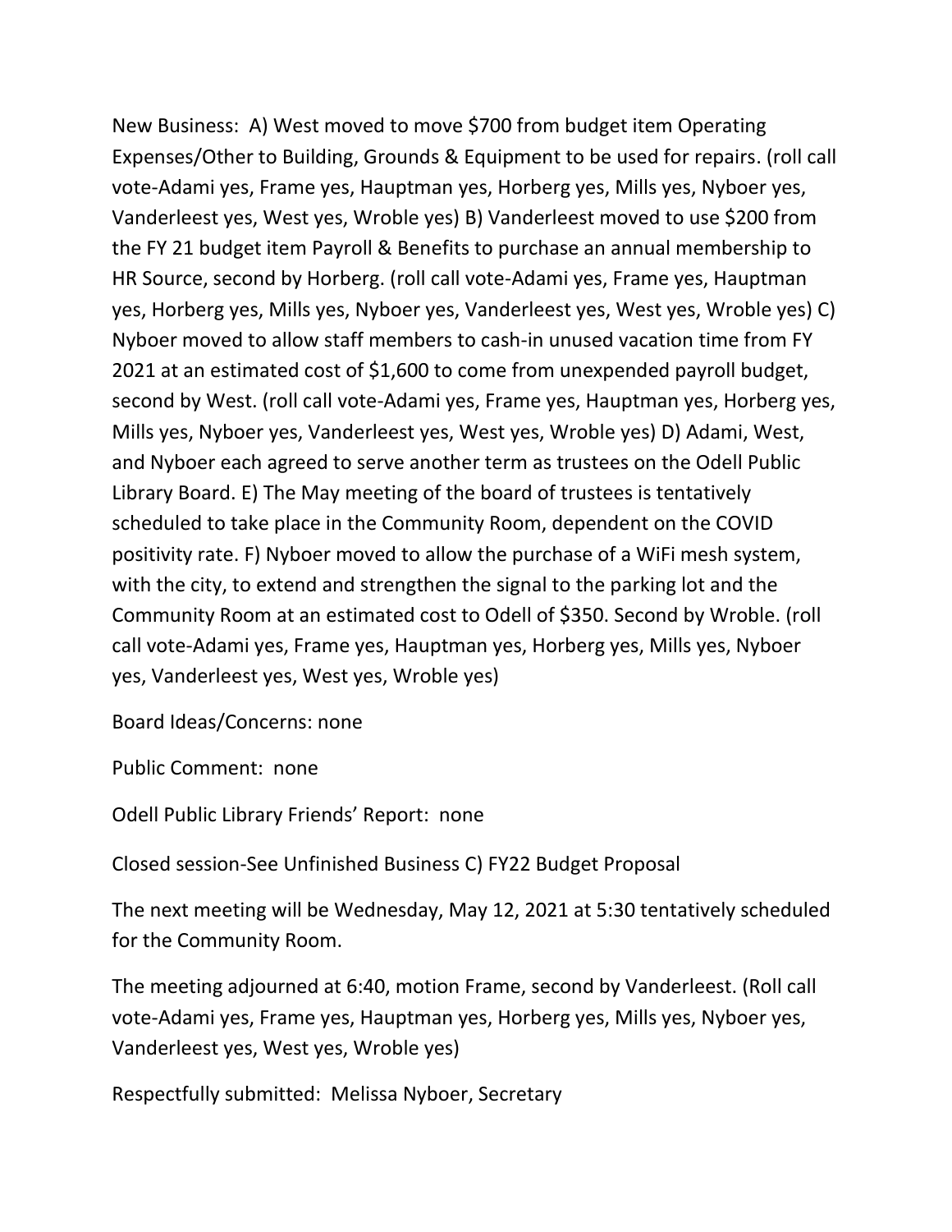New Business: A) West moved to move $700 from budget item Operating Expenses/Other to Building, Grounds & Equipment to be used for repairs. (roll call vote-Adami yes, Frame yes, Hauptman yes, Horberg yes, Mills yes, Nyboer yes, Vanderleest yes, West yes, Wroble yes) B) Vanderleest moved to use $200 from the FY 21 budget item Payroll & Benefits to purchase an annual membership to HR Source, second by Horberg. (roll call vote-Adami yes, Frame yes, Hauptman yes, Horberg yes, Mills yes, Nyboer yes, Vanderleest yes, West yes, Wroble yes) C) Nyboer moved to allow staff members to cash-in unused vacation time from FY 2021 at an estimated cost of $1,600 to come from unexpended payroll budget, second by West. (roll call vote-Adami yes, Frame yes, Hauptman yes, Horberg yes, Mills yes, Nyboer yes, Vanderleest yes, West yes, Wroble yes) D) Adami, West, and Nyboer each agreed to serve another term as trustees on the Odell Public Library Board. E) The May meeting of the board of trustees is tentatively scheduled to take place in the Community Room, dependent on the COVID positivity rate. F) Nyboer moved to allow the purchase of a WiFi mesh system, with the city, to extend and strengthen the signal to the parking lot and the Community Room at an estimated cost to Odell of $350. Second by Wroble. (roll call vote-Adami yes, Frame yes, Hauptman yes, Horberg yes, Mills yes, Nyboer yes, Vanderleest yes, West yes, Wroble yes)

Board Ideas/Concerns: none

Public Comment: none

Odell Public Library Friends' Report: none

Closed session-See Unfinished Business C) FY22 Budget Proposal

The next meeting will be Wednesday, May 12, 2021 at 5:30 tentatively scheduled for the Community Room.

The meeting adjourned at 6:40, motion Frame, second by Vanderleest. (Roll call vote-Adami yes, Frame yes, Hauptman yes, Horberg yes, Mills yes, Nyboer yes, Vanderleest yes, West yes, Wroble yes)

Respectfully submitted: Melissa Nyboer, Secretary